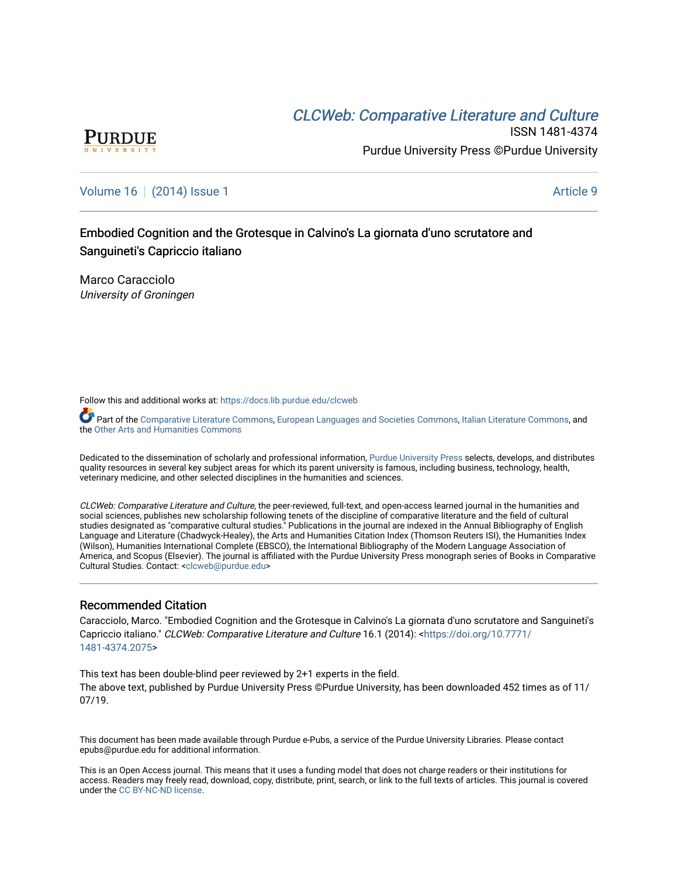CLCWeb: Comparative Literature and Culture

ISSN 1481-4374

Purdue University Press ©Purdue University

Volume 16 | (2014) Issue 1 — Article 9

# Embodied Cognition and the Grotesque in Calvino's La giornata d'uno scrutatore and Sanguineti's Capriccio italiano

Marco Caracciolo
*University of Groningen*

Follow this and additional works at: https://docs.lib.purdue.edu/clcweb

Part of the Comparative Literature Commons, European Languages and Societies Commons, Italian Literature Commons, and the Other Arts and Humanities Commons

Dedicated to the dissemination of scholarly and professional information, Purdue University Press selects, develops, and distributes quality resources in several key subject areas for which its parent university is famous, including business, technology, health, veterinary medicine, and other selected disciplines in the humanities and sciences.

*CLCWeb: Comparative Literature and Culture*, the peer-reviewed, full-text, and open-access learned journal in the humanities and social sciences, publishes new scholarship following tenets of the discipline of comparative literature and the field of cultural studies designated as "comparative cultural studies." Publications in the journal are indexed in the Annual Bibliography of English Language and Literature (Chadwyck-Healey), the Arts and Humanities Citation Index (Thomson Reuters ISI), the Humanities Index (Wilson), Humanities International Complete (EBSCO), the International Bibliography of the Modern Language Association of America, and Scopus (Elsevier). The journal is affiliated with the Purdue University Press monograph series of Books in Comparative Cultural Studies. Contact: <clcweb@purdue.edu>

## Recommended Citation

Caracciolo, Marco. "Embodied Cognition and the Grotesque in Calvino's La giornata d'uno scrutatore and Sanguineti's Capriccio italiano." *CLCWeb: Comparative Literature and Culture* 16.1 (2014): <https://doi.org/10.7771/1481-4374.2075>

This text has been double-blind peer reviewed by 2+1 experts in the field.
The above text, published by Purdue University Press ©Purdue University, has been downloaded 452 times as of 11/07/19.

This document has been made available through Purdue e-Pubs, a service of the Purdue University Libraries. Please contact epubs@purdue.edu for additional information.

This is an Open Access journal. This means that it uses a funding model that does not charge readers or their institutions for access. Readers may freely read, download, copy, distribute, print, search, or link to the full texts of articles. This journal is covered under the CC BY-NC-ND license.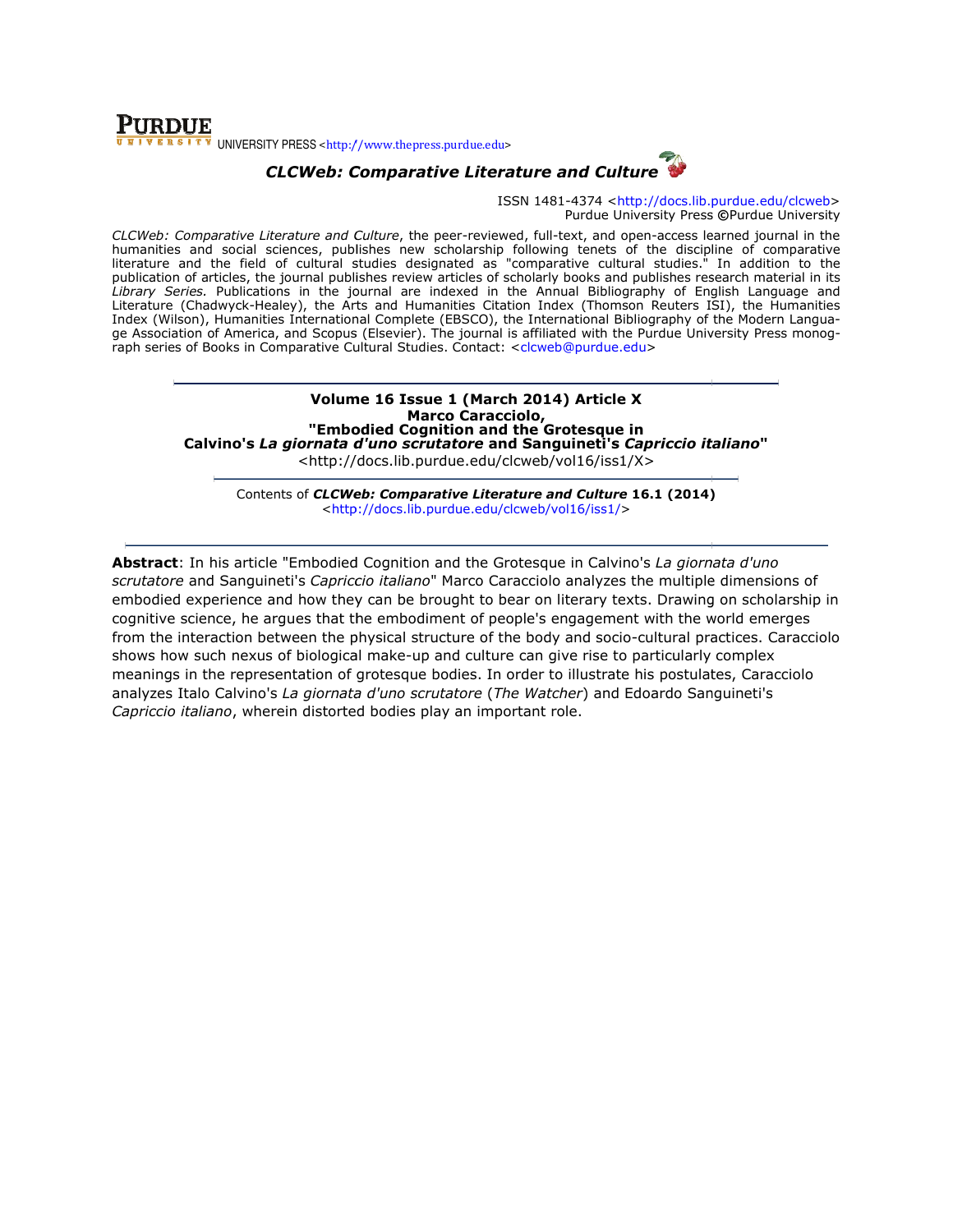PURDUE UNIVERSITY PRESS <http://www.thepress.purdue.edu>

# *CLCWeb: Comparative Literature and Culture*

ISSN 1481-4374 <http://docs.lib.purdue.edu/clcweb>
Purdue University Press ©Purdue University

*CLCWeb: Comparative Literature and Culture*, the peer-reviewed, full-text, and open-access learned journal in the humanities and social sciences, publishes new scholarship following tenets of the discipline of comparative literature and the field of cultural studies designated as "comparative cultural studies." In addition to the publication of articles, the journal publishes review articles of scholarly books and publishes research material in its *Library Series.* Publications in the journal are indexed in the Annual Bibliography of English Language and Literature (Chadwyck-Healey), the Arts and Humanities Citation Index (Thomson Reuters ISI), the Humanities Index (Wilson), Humanities International Complete (EBSCO), the International Bibliography of the Modern Language Association of America, and Scopus (Elsevier). The journal is affiliated with the Purdue University Press monograph series of Books in Comparative Cultural Studies. Contact: <clcweb@purdue.edu>

---

**Volume 16 Issue 1 (March 2014) Article X**
**Marco Caracciolo,**
**"Embodied Cognition and the Grotesque in Calvino's *La giornata d'uno scrutatore* and Sanguineti's *Capriccio italiano*"**
<http://docs.lib.purdue.edu/clcweb/vol16/iss1/X>

---

Contents of ***CLCWeb: Comparative Literature and Culture* 16.1 (2014)**
<http://docs.lib.purdue.edu/clcweb/vol16/iss1/>

---

**Abstract**: In his article "Embodied Cognition and the Grotesque in Calvino's *La giornata d'uno scrutatore* and Sanguineti's *Capriccio italiano*" Marco Caracciolo analyzes the multiple dimensions of embodied experience and how they can be brought to bear on literary texts. Drawing on scholarship in cognitive science, he argues that the embodiment of people's engagement with the world emerges from the interaction between the physical structure of the body and socio-cultural practices. Caracciolo shows how such nexus of biological make-up and culture can give rise to particularly complex meanings in the representation of grotesque bodies. In order to illustrate his postulates, Caracciolo analyzes Italo Calvino's *La giornata d'uno scrutatore* (*The Watcher*) and Edoardo Sanguineti's *Capriccio italiano*, wherein distorted bodies play an important role.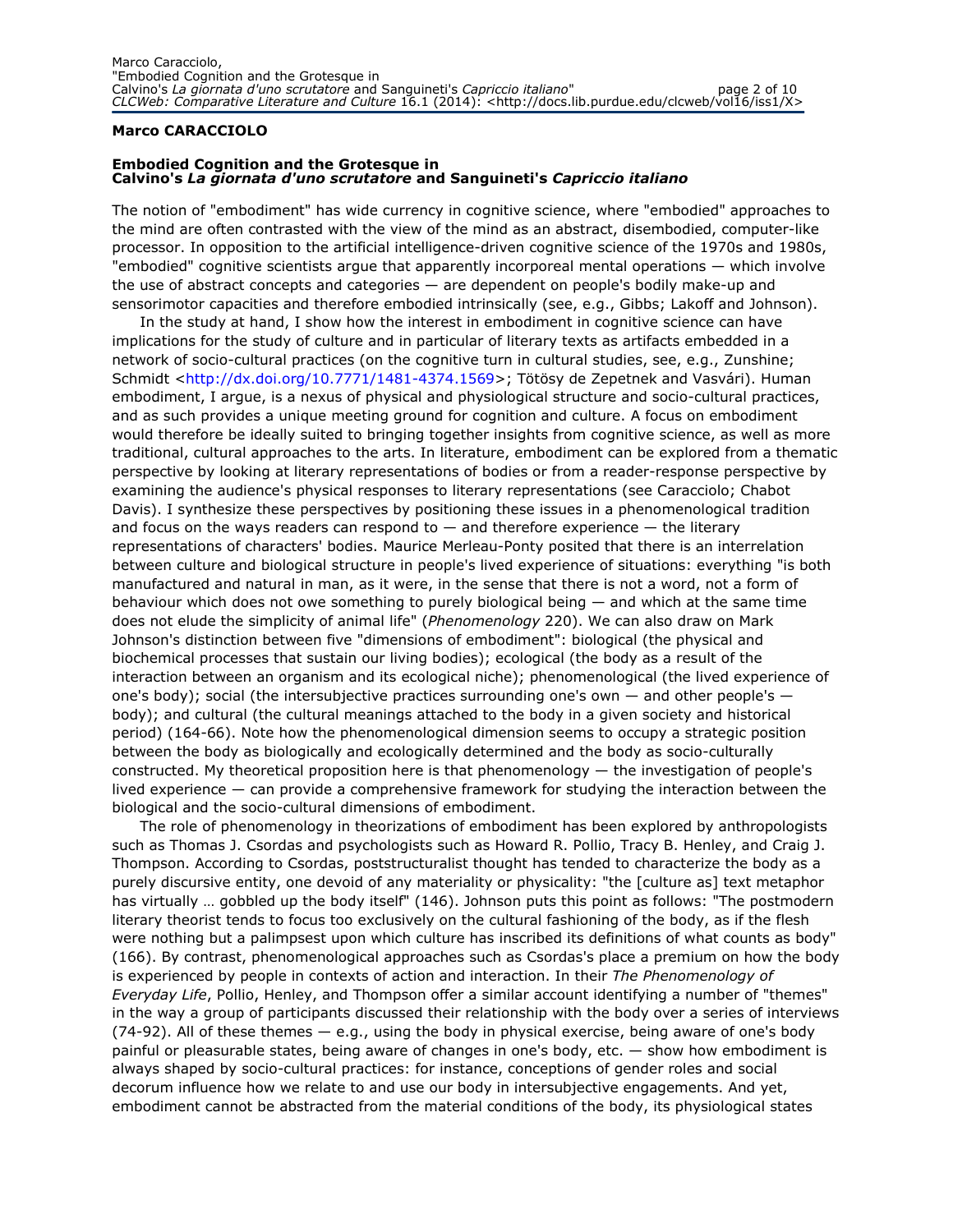**Marco CARACCIOLO**

**Embodied Cognition and the Grotesque in Calvino's *La giornata d'uno scrutatore* and Sanguineti's *Capriccio italiano***

The notion of "embodiment" has wide currency in cognitive science, where "embodied" approaches to the mind are often contrasted with the view of the mind as an abstract, disembodied, computer-like processor. In opposition to the artificial intelligence-driven cognitive science of the 1970s and 1980s, "embodied" cognitive scientists argue that apparently incorporeal mental operations — which involve the use of abstract concepts and categories — are dependent on people's bodily make-up and sensorimotor capacities and therefore embodied intrinsically (see, e.g., Gibbs; Lakoff and Johnson).

In the study at hand, I show how the interest in embodiment in cognitive science can have implications for the study of culture and in particular of literary texts as artifacts embedded in a network of socio-cultural practices (on the cognitive turn in cultural studies, see, e.g., Zunshine; Schmidt <http://dx.doi.org/10.7771/1481-4374.1569>; Tötösy de Zepetnek and Vasvári). Human embodiment, I argue, is a nexus of physical and physiological structure and socio-cultural practices, and as such provides a unique meeting ground for cognition and culture. A focus on embodiment would therefore be ideally suited to bringing together insights from cognitive science, as well as more traditional, cultural approaches to the arts. In literature, embodiment can be explored from a thematic perspective by looking at literary representations of bodies or from a reader-response perspective by examining the audience's physical responses to literary representations (see Caracciolo; Chabot Davis). I synthesize these perspectives by positioning these issues in a phenomenological tradition and focus on the ways readers can respond to — and therefore experience — the literary representations of characters' bodies. Maurice Merleau-Ponty posited that there is an interrelation between culture and biological structure in people's lived experience of situations: everything "is both manufactured and natural in man, as it were, in the sense that there is not a word, not a form of behaviour which does not owe something to purely biological being — and which at the same time does not elude the simplicity of animal life" (*Phenomenology* 220). We can also draw on Mark Johnson's distinction between five "dimensions of embodiment": biological (the physical and biochemical processes that sustain our living bodies); ecological (the body as a result of the interaction between an organism and its ecological niche); phenomenological (the lived experience of one's body); social (the intersubjective practices surrounding one's own — and other people's — body); and cultural (the cultural meanings attached to the body in a given society and historical period) (164-66). Note how the phenomenological dimension seems to occupy a strategic position between the body as biologically and ecologically determined and the body as socio-culturally constructed. My theoretical proposition here is that phenomenology — the investigation of people's lived experience — can provide a comprehensive framework for studying the interaction between the biological and the socio-cultural dimensions of embodiment.

The role of phenomenology in theorizations of embodiment has been explored by anthropologists such as Thomas J. Csordas and psychologists such as Howard R. Pollio, Tracy B. Henley, and Craig J. Thompson. According to Csordas, poststructuralist thought has tended to characterize the body as a purely discursive entity, one devoid of any materiality or physicality: "the [culture as] text metaphor has virtually … gobbled up the body itself" (146). Johnson puts this point as follows: "The postmodern literary theorist tends to focus too exclusively on the cultural fashioning of the body, as if the flesh were nothing but a palimpsest upon which culture has inscribed its definitions of what counts as body" (166). By contrast, phenomenological approaches such as Csordas's place a premium on how the body is experienced by people in contexts of action and interaction. In their *The Phenomenology of Everyday Life*, Pollio, Henley, and Thompson offer a similar account identifying a number of "themes" in the way a group of participants discussed their relationship with the body over a series of interviews (74-92). All of these themes — e.g., using the body in physical exercise, being aware of one's body painful or pleasurable states, being aware of changes in one's body, etc. — show how embodiment is always shaped by socio-cultural practices: for instance, conceptions of gender roles and social decorum influence how we relate to and use our body in intersubjective engagements. And yet, embodiment cannot be abstracted from the material conditions of the body, its physiological states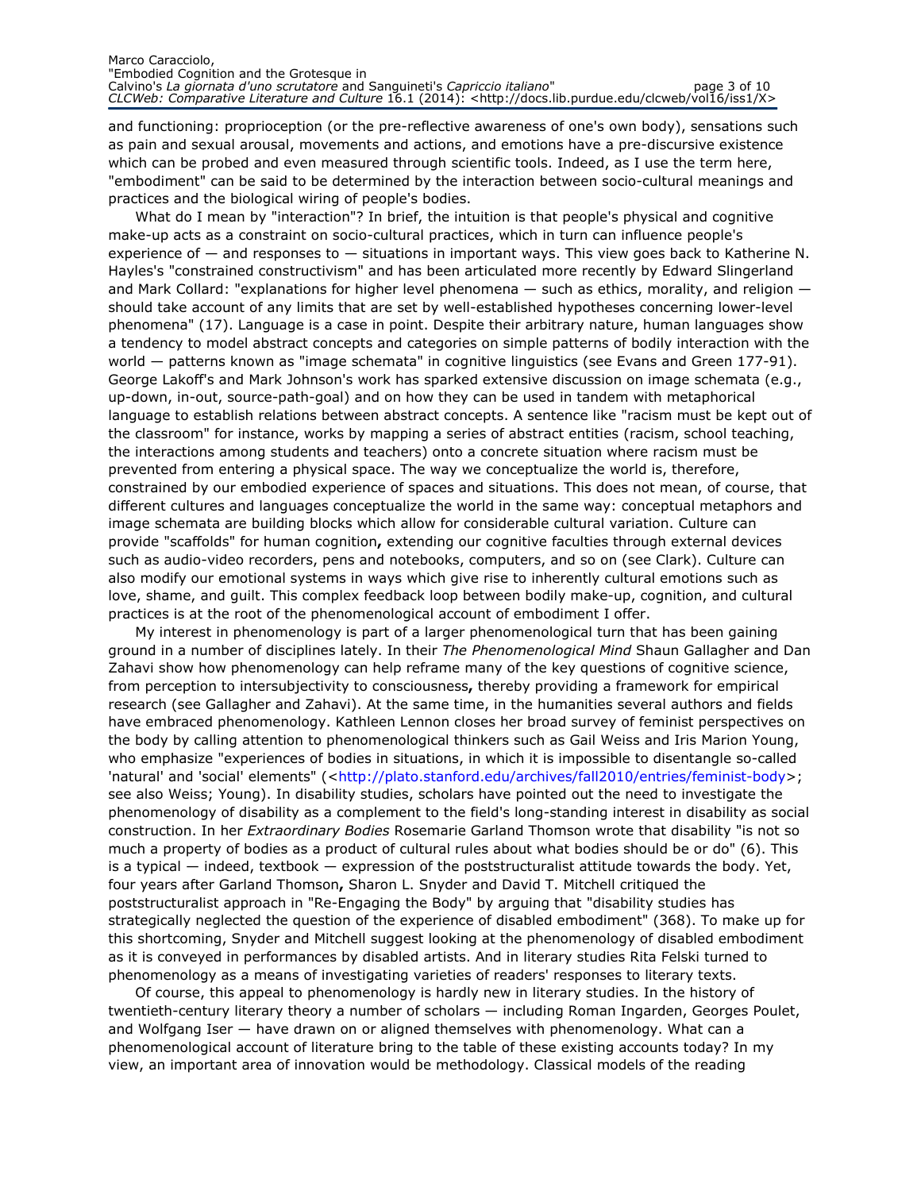and functioning: proprioception (or the pre-reflective awareness of one's own body), sensations such as pain and sexual arousal, movements and actions, and emotions have a pre-discursive existence which can be probed and even measured through scientific tools. Indeed, as I use the term here, "embodiment" can be said to be determined by the interaction between socio-cultural meanings and practices and the biological wiring of people's bodies.

What do I mean by "interaction"? In brief, the intuition is that people's physical and cognitive make-up acts as a constraint on socio-cultural practices, which in turn can influence people's experience of — and responses to — situations in important ways. This view goes back to Katherine N. Hayles's "constrained constructivism" and has been articulated more recently by Edward Slingerland and Mark Collard: "explanations for higher level phenomena — such as ethics, morality, and religion — should take account of any limits that are set by well-established hypotheses concerning lower-level phenomena" (17). Language is a case in point. Despite their arbitrary nature, human languages show a tendency to model abstract concepts and categories on simple patterns of bodily interaction with the world — patterns known as "image schemata" in cognitive linguistics (see Evans and Green 177-91). George Lakoff's and Mark Johnson's work has sparked extensive discussion on image schemata (e.g., up-down, in-out, source-path-goal) and on how they can be used in tandem with metaphorical language to establish relations between abstract concepts. A sentence like "racism must be kept out of the classroom" for instance, works by mapping a series of abstract entities (racism, school teaching, the interactions among students and teachers) onto a concrete situation where racism must be prevented from entering a physical space. The way we conceptualize the world is, therefore, constrained by our embodied experience of spaces and situations. This does not mean, of course, that different cultures and languages conceptualize the world in the same way: conceptual metaphors and image schemata are building blocks which allow for considerable cultural variation. Culture can provide "scaffolds" for human cognition**,** extending our cognitive faculties through external devices such as audio-video recorders, pens and notebooks, computers, and so on (see Clark). Culture can also modify our emotional systems in ways which give rise to inherently cultural emotions such as love, shame, and guilt. This complex feedback loop between bodily make-up, cognition, and cultural practices is at the root of the phenomenological account of embodiment I offer.

My interest in phenomenology is part of a larger phenomenological turn that has been gaining ground in a number of disciplines lately. In their *The Phenomenological Mind* Shaun Gallagher and Dan Zahavi show how phenomenology can help reframe many of the key questions of cognitive science, from perception to intersubjectivity to consciousness**,** thereby providing a framework for empirical research (see Gallagher and Zahavi). At the same time, in the humanities several authors and fields have embraced phenomenology. Kathleen Lennon closes her broad survey of feminist perspectives on the body by calling attention to phenomenological thinkers such as Gail Weiss and Iris Marion Young, who emphasize "experiences of bodies in situations, in which it is impossible to disentangle so-called 'natural' and 'social' elements" (<http://plato.stanford.edu/archives/fall2010/entries/feminist-body>; see also Weiss; Young). In disability studies, scholars have pointed out the need to investigate the phenomenology of disability as a complement to the field's long-standing interest in disability as social construction. In her *Extraordinary Bodies* Rosemarie Garland Thomson wrote that disability "is not so much a property of bodies as a product of cultural rules about what bodies should be or do" (6). This is a typical — indeed, textbook — expression of the poststructuralist attitude towards the body. Yet, four years after Garland Thomson**,** Sharon L. Snyder and David T. Mitchell critiqued the poststructuralist approach in "Re-Engaging the Body" by arguing that "disability studies has strategically neglected the question of the experience of disabled embodiment" (368). To make up for this shortcoming, Snyder and Mitchell suggest looking at the phenomenology of disabled embodiment as it is conveyed in performances by disabled artists. And in literary studies Rita Felski turned to phenomenology as a means of investigating varieties of readers' responses to literary texts.

Of course, this appeal to phenomenology is hardly new in literary studies. In the history of twentieth-century literary theory a number of scholars — including Roman Ingarden, Georges Poulet, and Wolfgang Iser — have drawn on or aligned themselves with phenomenology. What can a phenomenological account of literature bring to the table of these existing accounts today? In my view, an important area of innovation would be methodology. Classical models of the reading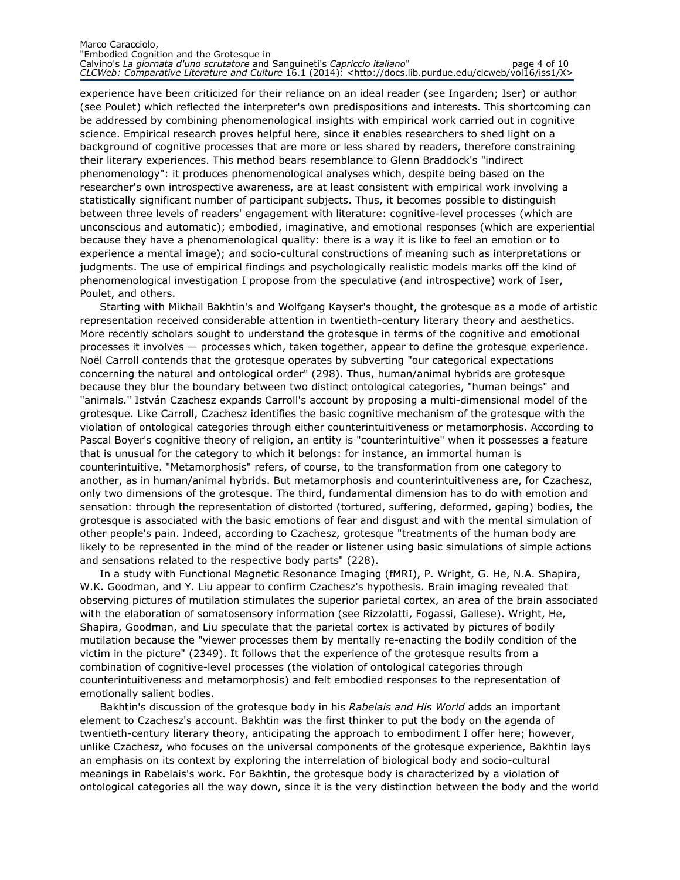experience have been criticized for their reliance on an ideal reader (see Ingarden; Iser) or author (see Poulet) which reflected the interpreter's own predispositions and interests. This shortcoming can be addressed by combining phenomenological insights with empirical work carried out in cognitive science. Empirical research proves helpful here, since it enables researchers to shed light on a background of cognitive processes that are more or less shared by readers, therefore constraining their literary experiences. This method bears resemblance to Glenn Braddock's "indirect phenomenology": it produces phenomenological analyses which, despite being based on the researcher's own introspective awareness, are at least consistent with empirical work involving a statistically significant number of participant subjects. Thus, it becomes possible to distinguish between three levels of readers' engagement with literature: cognitive-level processes (which are unconscious and automatic); embodied, imaginative, and emotional responses (which are experiential because they have a phenomenological quality: there is a way it is like to feel an emotion or to experience a mental image); and socio-cultural constructions of meaning such as interpretations or judgments. The use of empirical findings and psychologically realistic models marks off the kind of phenomenological investigation I propose from the speculative (and introspective) work of Iser, Poulet, and others.

Starting with Mikhail Bakhtin's and Wolfgang Kayser's thought, the grotesque as a mode of artistic representation received considerable attention in twentieth-century literary theory and aesthetics. More recently scholars sought to understand the grotesque in terms of the cognitive and emotional processes it involves — processes which, taken together, appear to define the grotesque experience. Noël Carroll contends that the grotesque operates by subverting "our categorical expectations concerning the natural and ontological order" (298). Thus, human/animal hybrids are grotesque because they blur the boundary between two distinct ontological categories, "human beings" and "animals." István Czachesz expands Carroll's account by proposing a multi-dimensional model of the grotesque. Like Carroll, Czachesz identifies the basic cognitive mechanism of the grotesque with the violation of ontological categories through either counterintuitiveness or metamorphosis. According to Pascal Boyer's cognitive theory of religion, an entity is "counterintuitive" when it possesses a feature that is unusual for the category to which it belongs: for instance, an immortal human is counterintuitive. "Metamorphosis" refers, of course, to the transformation from one category to another, as in human/animal hybrids. But metamorphosis and counterintuitiveness are, for Czachesz, only two dimensions of the grotesque. The third, fundamental dimension has to do with emotion and sensation: through the representation of distorted (tortured, suffering, deformed, gaping) bodies, the grotesque is associated with the basic emotions of fear and disgust and with the mental simulation of other people's pain. Indeed, according to Czachesz, grotesque "treatments of the human body are likely to be represented in the mind of the reader or listener using basic simulations of simple actions and sensations related to the respective body parts" (228).

In a study with Functional Magnetic Resonance Imaging (fMRI), P. Wright, G. He, N.A. Shapira, W.K. Goodman, and Y. Liu appear to confirm Czachesz's hypothesis. Brain imaging revealed that observing pictures of mutilation stimulates the superior parietal cortex, an area of the brain associated with the elaboration of somatosensory information (see Rizzolatti, Fogassi, Gallese). Wright, He, Shapira, Goodman, and Liu speculate that the parietal cortex is activated by pictures of bodily mutilation because the "viewer processes them by mentally re-enacting the bodily condition of the victim in the picture" (2349). It follows that the experience of the grotesque results from a combination of cognitive-level processes (the violation of ontological categories through counterintuitiveness and metamorphosis) and felt embodied responses to the representation of emotionally salient bodies.

Bakhtin's discussion of the grotesque body in his *Rabelais and His World* adds an important element to Czachesz's account. Bakhtin was the first thinker to put the body on the agenda of twentieth-century literary theory, anticipating the approach to embodiment I offer here; however, unlike Czachesz, who focuses on the universal components of the grotesque experience, Bakhtin lays an emphasis on its context by exploring the interrelation of biological body and socio-cultural meanings in Rabelais's work. For Bakhtin, the grotesque body is characterized by a violation of ontological categories all the way down, since it is the very distinction between the body and the world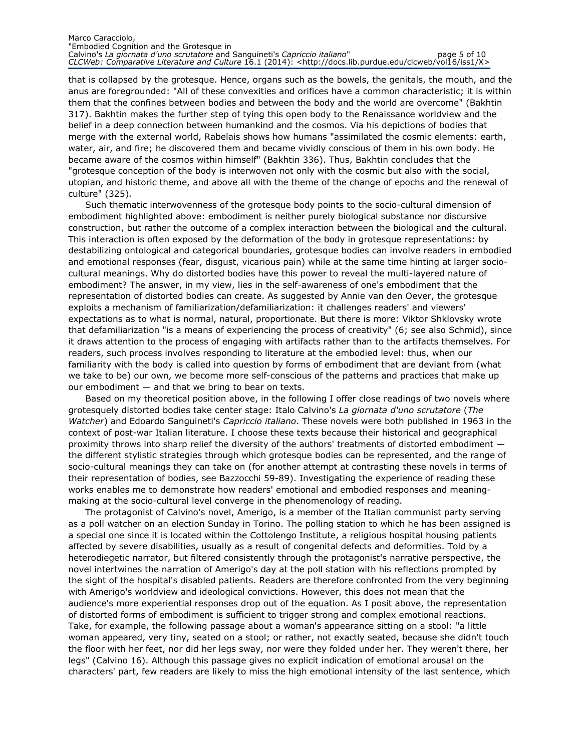that is collapsed by the grotesque. Hence, organs such as the bowels, the genitals, the mouth, and the anus are foregrounded: "All of these convexities and orifices have a common characteristic; it is within them that the confines between bodies and between the body and the world are overcome" (Bakhtin 317). Bakhtin makes the further step of tying this open body to the Renaissance worldview and the belief in a deep connection between humankind and the cosmos. Via his depictions of bodies that merge with the external world, Rabelais shows how humans "assimilated the cosmic elements: earth, water, air, and fire; he discovered them and became vividly conscious of them in his own body. He became aware of the cosmos within himself" (Bakhtin 336). Thus, Bakhtin concludes that the "grotesque conception of the body is interwoven not only with the cosmic but also with the social, utopian, and historic theme, and above all with the theme of the change of epochs and the renewal of culture" (325).

Such thematic interwovenness of the grotesque body points to the socio-cultural dimension of embodiment highlighted above: embodiment is neither purely biological substance nor discursive construction, but rather the outcome of a complex interaction between the biological and the cultural. This interaction is often exposed by the deformation of the body in grotesque representations: by destabilizing ontological and categorical boundaries, grotesque bodies can involve readers in embodied and emotional responses (fear, disgust, vicarious pain) while at the same time hinting at larger socio-cultural meanings. Why do distorted bodies have this power to reveal the multi-layered nature of embodiment? The answer, in my view, lies in the self-awareness of one's embodiment that the representation of distorted bodies can create. As suggested by Annie van den Oever, the grotesque exploits a mechanism of familiarization/defamiliarization: it challenges readers' and viewers' expectations as to what is normal, natural, proportionate. But there is more: Viktor Shklovsky wrote that defamiliarization "is a means of experiencing the process of creativity" (6; see also Schmid), since it draws attention to the process of engaging with artifacts rather than to the artifacts themselves. For readers, such process involves responding to literature at the embodied level: thus, when our familiarity with the body is called into question by forms of embodiment that are deviant from (what we take to be) our own, we become more self-conscious of the patterns and practices that make up our embodiment — and that we bring to bear on texts.

Based on my theoretical position above, in the following I offer close readings of two novels where grotesquely distorted bodies take center stage: Italo Calvino's *La giornata d'uno scrutatore* (*The Watcher*) and Edoardo Sanguineti's *Capriccio italiano*. These novels were both published in 1963 in the context of post-war Italian literature. I choose these texts because their historical and geographical proximity throws into sharp relief the diversity of the authors' treatments of distorted embodiment — the different stylistic strategies through which grotesque bodies can be represented, and the range of socio-cultural meanings they can take on (for another attempt at contrasting these novels in terms of their representation of bodies, see Bazzocchi 59-89). Investigating the experience of reading these works enables me to demonstrate how readers' emotional and embodied responses and meaning-making at the socio-cultural level converge in the phenomenology of reading.

The protagonist of Calvino's novel, Amerigo, is a member of the Italian communist party serving as a poll watcher on an election Sunday in Torino. The polling station to which he has been assigned is a special one since it is located within the Cottolengo Institute, a religious hospital housing patients affected by severe disabilities, usually as a result of congenital defects and deformities. Told by a heterodiegetic narrator, but filtered consistently through the protagonist's narrative perspective, the novel intertwines the narration of Amerigo's day at the poll station with his reflections prompted by the sight of the hospital's disabled patients. Readers are therefore confronted from the very beginning with Amerigo's worldview and ideological convictions. However, this does not mean that the audience's more experiential responses drop out of the equation. As I posit above, the representation of distorted forms of embodiment is sufficient to trigger strong and complex emotional reactions. Take, for example, the following passage about a woman's appearance sitting on a stool: "a little woman appeared, very tiny, seated on a stool; or rather, not exactly seated, because she didn't touch the floor with her feet, nor did her legs sway, nor were they folded under her. They weren't there, her legs" (Calvino 16). Although this passage gives no explicit indication of emotional arousal on the characters' part, few readers are likely to miss the high emotional intensity of the last sentence, which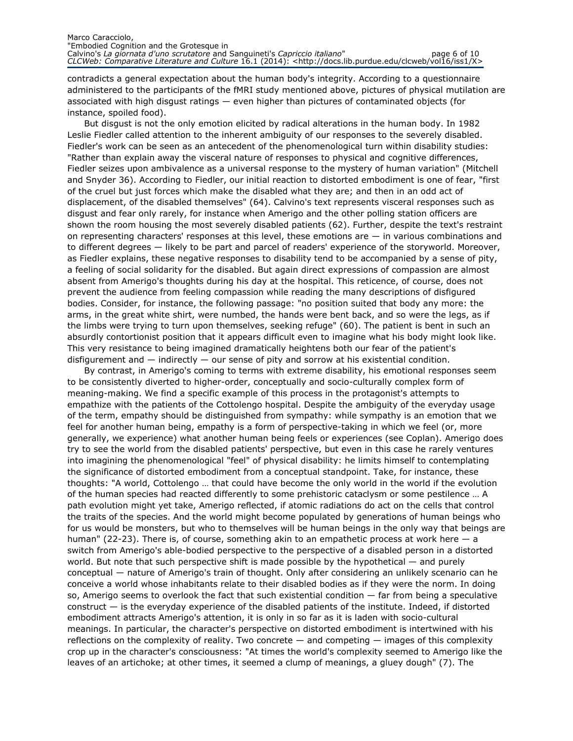contradicts a general expectation about the human body's integrity. According to a questionnaire administered to the participants of the fMRI study mentioned above, pictures of physical mutilation are associated with high disgust ratings — even higher than pictures of contaminated objects (for instance, spoiled food).

But disgust is not the only emotion elicited by radical alterations in the human body. In 1982 Leslie Fiedler called attention to the inherent ambiguity of our responses to the severely disabled. Fiedler's work can be seen as an antecedent of the phenomenological turn within disability studies: "Rather than explain away the visceral nature of responses to physical and cognitive differences, Fiedler seizes upon ambivalence as a universal response to the mystery of human variation" (Mitchell and Snyder 36). According to Fiedler, our initial reaction to distorted embodiment is one of fear, "first of the cruel but just forces which make the disabled what they are; and then in an odd act of displacement, of the disabled themselves" (64). Calvino's text represents visceral responses such as disgust and fear only rarely, for instance when Amerigo and the other polling station officers are shown the room housing the most severely disabled patients (62). Further, despite the text's restraint on representing characters' responses at this level, these emotions are — in various combinations and to different degrees — likely to be part and parcel of readers' experience of the storyworld. Moreover, as Fiedler explains, these negative responses to disability tend to be accompanied by a sense of pity, a feeling of social solidarity for the disabled. But again direct expressions of compassion are almost absent from Amerigo's thoughts during his day at the hospital. This reticence, of course, does not prevent the audience from feeling compassion while reading the many descriptions of disfigured bodies. Consider, for instance, the following passage: "no position suited that body any more: the arms, in the great white shirt, were numbed, the hands were bent back, and so were the legs, as if the limbs were trying to turn upon themselves, seeking refuge" (60). The patient is bent in such an absurdly contortionist position that it appears difficult even to imagine what his body might look like. This very resistance to being imagined dramatically heightens both our fear of the patient's disfigurement and — indirectly — our sense of pity and sorrow at his existential condition.

By contrast, in Amerigo's coming to terms with extreme disability, his emotional responses seem to be consistently diverted to higher-order, conceptually and socio-culturally complex form of meaning-making. We find a specific example of this process in the protagonist's attempts to empathize with the patients of the Cottolengo hospital. Despite the ambiguity of the everyday usage of the term, empathy should be distinguished from sympathy: while sympathy is an emotion that we feel for another human being, empathy is a form of perspective-taking in which we feel (or, more generally, we experience) what another human being feels or experiences (see Coplan). Amerigo does try to see the world from the disabled patients' perspective, but even in this case he rarely ventures into imagining the phenomenological "feel" of physical disability: he limits himself to contemplating the significance of distorted embodiment from a conceptual standpoint. Take, for instance, these thoughts: "A world, Cottolengo … that could have become the only world in the world if the evolution of the human species had reacted differently to some prehistoric cataclysm or some pestilence … A path evolution might yet take, Amerigo reflected, if atomic radiations do act on the cells that control the traits of the species. And the world might become populated by generations of human beings who for us would be monsters, but who to themselves will be human beings in the only way that beings are human" (22-23). There is, of course, something akin to an empathetic process at work here — a switch from Amerigo's able-bodied perspective to the perspective of a disabled person in a distorted world. But note that such perspective shift is made possible by the hypothetical — and purely conceptual — nature of Amerigo's train of thought. Only after considering an unlikely scenario can he conceive a world whose inhabitants relate to their disabled bodies as if they were the norm. In doing so, Amerigo seems to overlook the fact that such existential condition — far from being a speculative construct — is the everyday experience of the disabled patients of the institute. Indeed, if distorted embodiment attracts Amerigo's attention, it is only in so far as it is laden with socio-cultural meanings. In particular, the character's perspective on distorted embodiment is intertwined with his reflections on the complexity of reality. Two concrete — and competing — images of this complexity crop up in the character's consciousness: "At times the world's complexity seemed to Amerigo like the leaves of an artichoke; at other times, it seemed a clump of meanings, a gluey dough" (7). The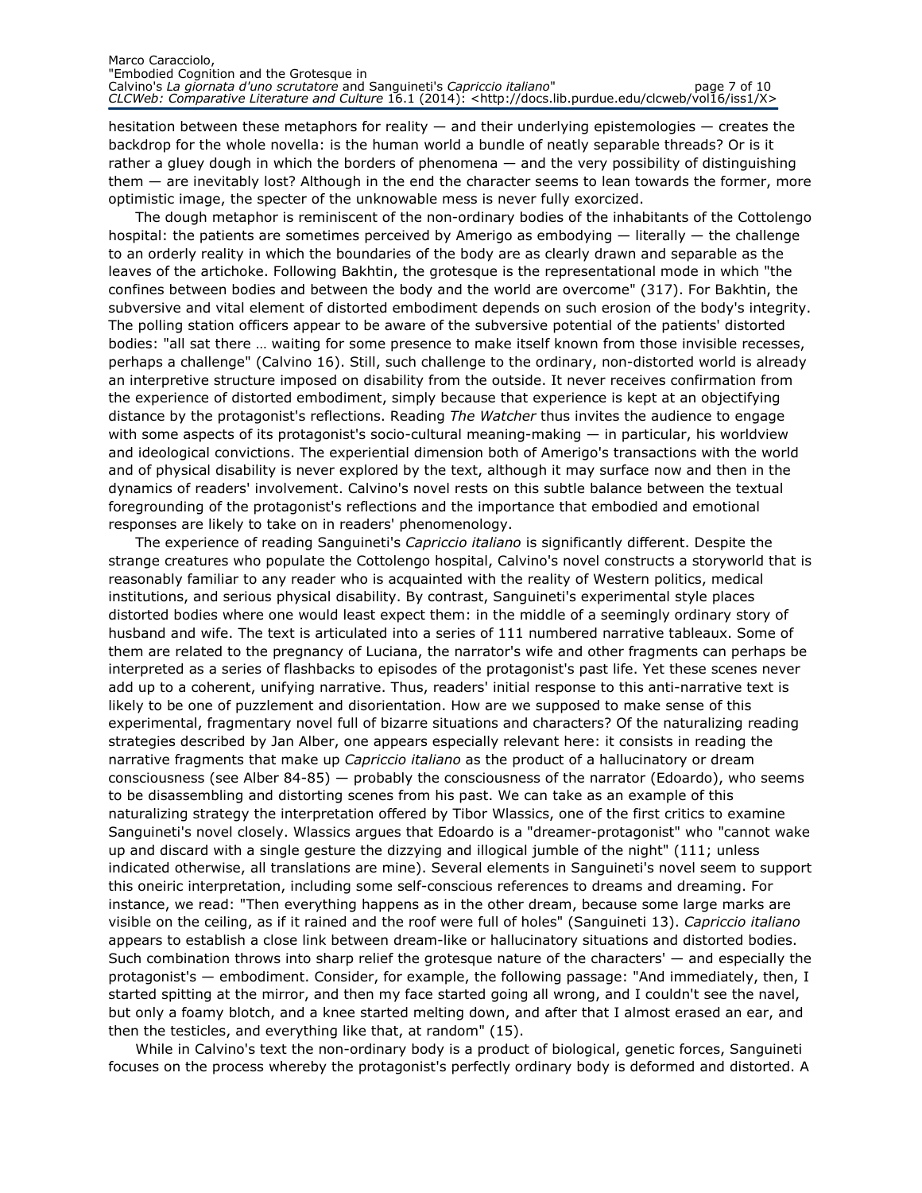hesitation between these metaphors for reality — and their underlying epistemologies — creates the backdrop for the whole novella: is the human world a bundle of neatly separable threads? Or is it rather a gluey dough in which the borders of phenomena — and the very possibility of distinguishing them — are inevitably lost? Although in the end the character seems to lean towards the former, more optimistic image, the specter of the unknowable mess is never fully exorcized.

The dough metaphor is reminiscent of the non-ordinary bodies of the inhabitants of the Cottolengo hospital: the patients are sometimes perceived by Amerigo as embodying — literally — the challenge to an orderly reality in which the boundaries of the body are as clearly drawn and separable as the leaves of the artichoke. Following Bakhtin, the grotesque is the representational mode in which "the confines between bodies and between the body and the world are overcome" (317). For Bakhtin, the subversive and vital element of distorted embodiment depends on such erosion of the body's integrity. The polling station officers appear to be aware of the subversive potential of the patients' distorted bodies: "all sat there … waiting for some presence to make itself known from those invisible recesses, perhaps a challenge" (Calvino 16). Still, such challenge to the ordinary, non-distorted world is already an interpretive structure imposed on disability from the outside. It never receives confirmation from the experience of distorted embodiment, simply because that experience is kept at an objectifying distance by the protagonist's reflections. Reading *The Watcher* thus invites the audience to engage with some aspects of its protagonist's socio-cultural meaning-making — in particular, his worldview and ideological convictions. The experiential dimension both of Amerigo's transactions with the world and of physical disability is never explored by the text, although it may surface now and then in the dynamics of readers' involvement. Calvino's novel rests on this subtle balance between the textual foregrounding of the protagonist's reflections and the importance that embodied and emotional responses are likely to take on in readers' phenomenology.

The experience of reading Sanguineti's *Capriccio italiano* is significantly different. Despite the strange creatures who populate the Cottolengo hospital, Calvino's novel constructs a storyworld that is reasonably familiar to any reader who is acquainted with the reality of Western politics, medical institutions, and serious physical disability. By contrast, Sanguineti's experimental style places distorted bodies where one would least expect them: in the middle of a seemingly ordinary story of husband and wife. The text is articulated into a series of 111 numbered narrative tableaux. Some of them are related to the pregnancy of Luciana, the narrator's wife and other fragments can perhaps be interpreted as a series of flashbacks to episodes of the protagonist's past life. Yet these scenes never add up to a coherent, unifying narrative. Thus, readers' initial response to this anti-narrative text is likely to be one of puzzlement and disorientation. How are we supposed to make sense of this experimental, fragmentary novel full of bizarre situations and characters? Of the naturalizing reading strategies described by Jan Alber, one appears especially relevant here: it consists in reading the narrative fragments that make up *Capriccio italiano* as the product of a hallucinatory or dream consciousness (see Alber 84-85) — probably the consciousness of the narrator (Edoardo), who seems to be disassembling and distorting scenes from his past. We can take as an example of this naturalizing strategy the interpretation offered by Tibor Wlassics, one of the first critics to examine Sanguineti's novel closely. Wlassics argues that Edoardo is a "dreamer-protagonist" who "cannot wake up and discard with a single gesture the dizzying and illogical jumble of the night" (111; unless indicated otherwise, all translations are mine). Several elements in Sanguineti's novel seem to support this oneiric interpretation, including some self-conscious references to dreams and dreaming. For instance, we read: "Then everything happens as in the other dream, because some large marks are visible on the ceiling, as if it rained and the roof were full of holes" (Sanguineti 13). *Capriccio italiano* appears to establish a close link between dream-like or hallucinatory situations and distorted bodies. Such combination throws into sharp relief the grotesque nature of the characters' — and especially the protagonist's — embodiment. Consider, for example, the following passage: "And immediately, then, I started spitting at the mirror, and then my face started going all wrong, and I couldn't see the navel, but only a foamy blotch, and a knee started melting down, and after that I almost erased an ear, and then the testicles, and everything like that, at random" (15).

While in Calvino's text the non-ordinary body is a product of biological, genetic forces, Sanguineti focuses on the process whereby the protagonist's perfectly ordinary body is deformed and distorted. A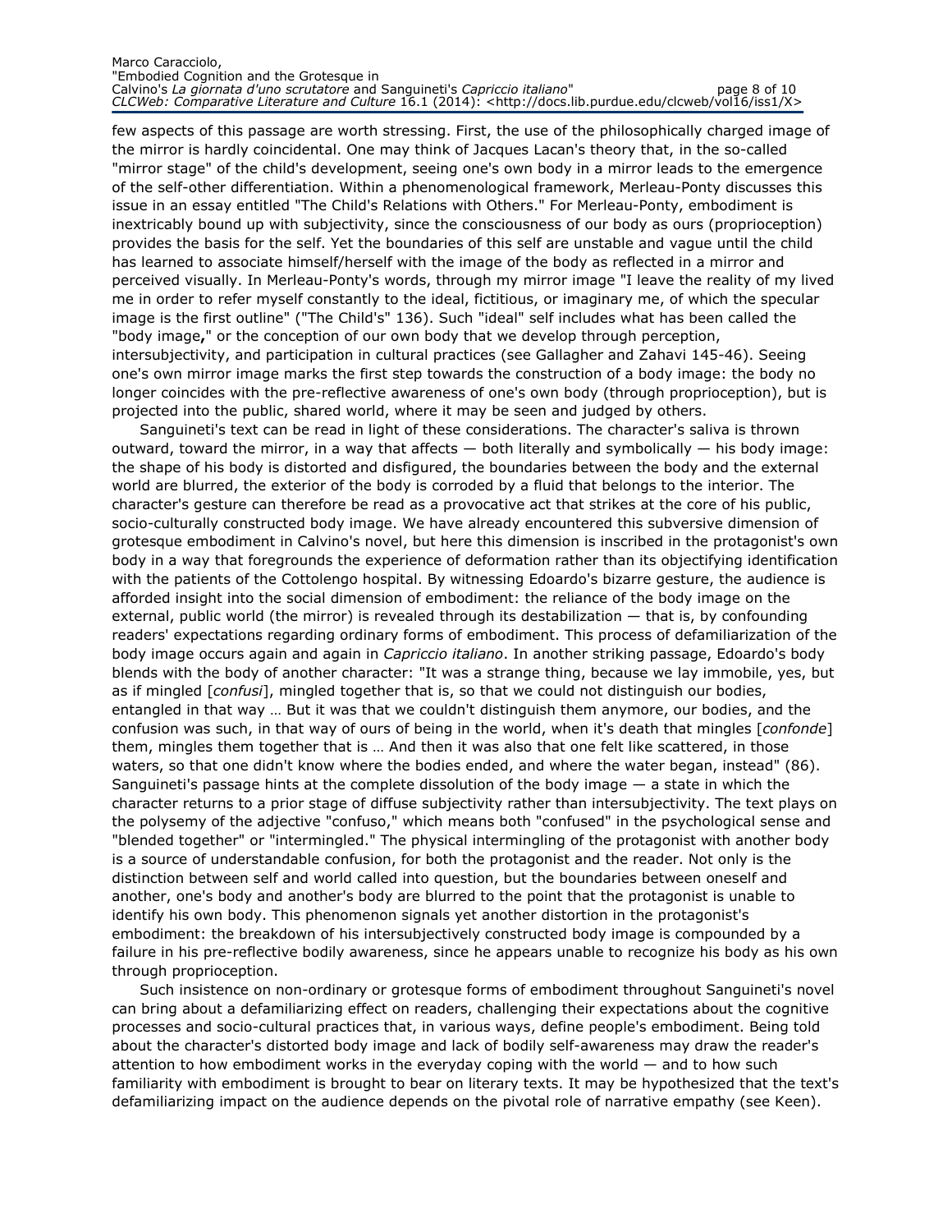few aspects of this passage are worth stressing. First, the use of the philosophically charged image of the mirror is hardly coincidental. One may think of Jacques Lacan's theory that, in the so-called "mirror stage" of the child's development, seeing one's own body in a mirror leads to the emergence of the self-other differentiation. Within a phenomenological framework, Merleau-Ponty discusses this issue in an essay entitled "The Child's Relations with Others." For Merleau-Ponty, embodiment is inextricably bound up with subjectivity, since the consciousness of our body as ours (proprioception) provides the basis for the self. Yet the boundaries of this self are unstable and vague until the child has learned to associate himself/herself with the image of the body as reflected in a mirror and perceived visually. In Merleau-Ponty's words, through my mirror image "I leave the reality of my lived me in order to refer myself constantly to the ideal, fictitious, or imaginary me, of which the specular image is the first outline" ("The Child's" 136). Such "ideal" self includes what has been called the "body image**,**" or the conception of our own body that we develop through perception, intersubjectivity, and participation in cultural practices (see Gallagher and Zahavi 145-46). Seeing one's own mirror image marks the first step towards the construction of a body image: the body no longer coincides with the pre-reflective awareness of one's own body (through proprioception), but is projected into the public, shared world, where it may be seen and judged by others.

Sanguineti's text can be read in light of these considerations. The character's saliva is thrown outward, toward the mirror, in a way that affects — both literally and symbolically — his body image: the shape of his body is distorted and disfigured, the boundaries between the body and the external world are blurred, the exterior of the body is corroded by a fluid that belongs to the interior. The character's gesture can therefore be read as a provocative act that strikes at the core of his public, socio-culturally constructed body image. We have already encountered this subversive dimension of grotesque embodiment in Calvino's novel, but here this dimension is inscribed in the protagonist's own body in a way that foregrounds the experience of deformation rather than its objectifying identification with the patients of the Cottolengo hospital. By witnessing Edoardo's bizarre gesture, the audience is afforded insight into the social dimension of embodiment: the reliance of the body image on the external, public world (the mirror) is revealed through its destabilization — that is, by confounding readers' expectations regarding ordinary forms of embodiment. This process of defamiliarization of the body image occurs again and again in *Capriccio italiano*. In another striking passage, Edoardo's body blends with the body of another character: "It was a strange thing, because we lay immobile, yes, but as if mingled [*confusi*], mingled together that is, so that we could not distinguish our bodies, entangled in that way … But it was that we couldn't distinguish them anymore, our bodies, and the confusion was such, in that way of ours of being in the world, when it's death that mingles [*confonde*] them, mingles them together that is … And then it was also that one felt like scattered, in those waters, so that one didn't know where the bodies ended, and where the water began, instead" (86). Sanguineti's passage hints at the complete dissolution of the body image — a state in which the character returns to a prior stage of diffuse subjectivity rather than intersubjectivity. The text plays on the polysemy of the adjective "confuso," which means both "confused" in the psychological sense and "blended together" or "intermingled." The physical intermingling of the protagonist with another body is a source of understandable confusion, for both the protagonist and the reader. Not only is the distinction between self and world called into question, but the boundaries between oneself and another, one's body and another's body are blurred to the point that the protagonist is unable to identify his own body. This phenomenon signals yet another distortion in the protagonist's embodiment: the breakdown of his intersubjectively constructed body image is compounded by a failure in his pre-reflective bodily awareness, since he appears unable to recognize his body as his own through proprioception.

Such insistence on non-ordinary or grotesque forms of embodiment throughout Sanguineti's novel can bring about a defamiliarizing effect on readers, challenging their expectations about the cognitive processes and socio-cultural practices that, in various ways, define people's embodiment. Being told about the character's distorted body image and lack of bodily self-awareness may draw the reader's attention to how embodiment works in the everyday coping with the world — and to how such familiarity with embodiment is brought to bear on literary texts. It may be hypothesized that the text's defamiliarizing impact on the audience depends on the pivotal role of narrative empathy (see Keen).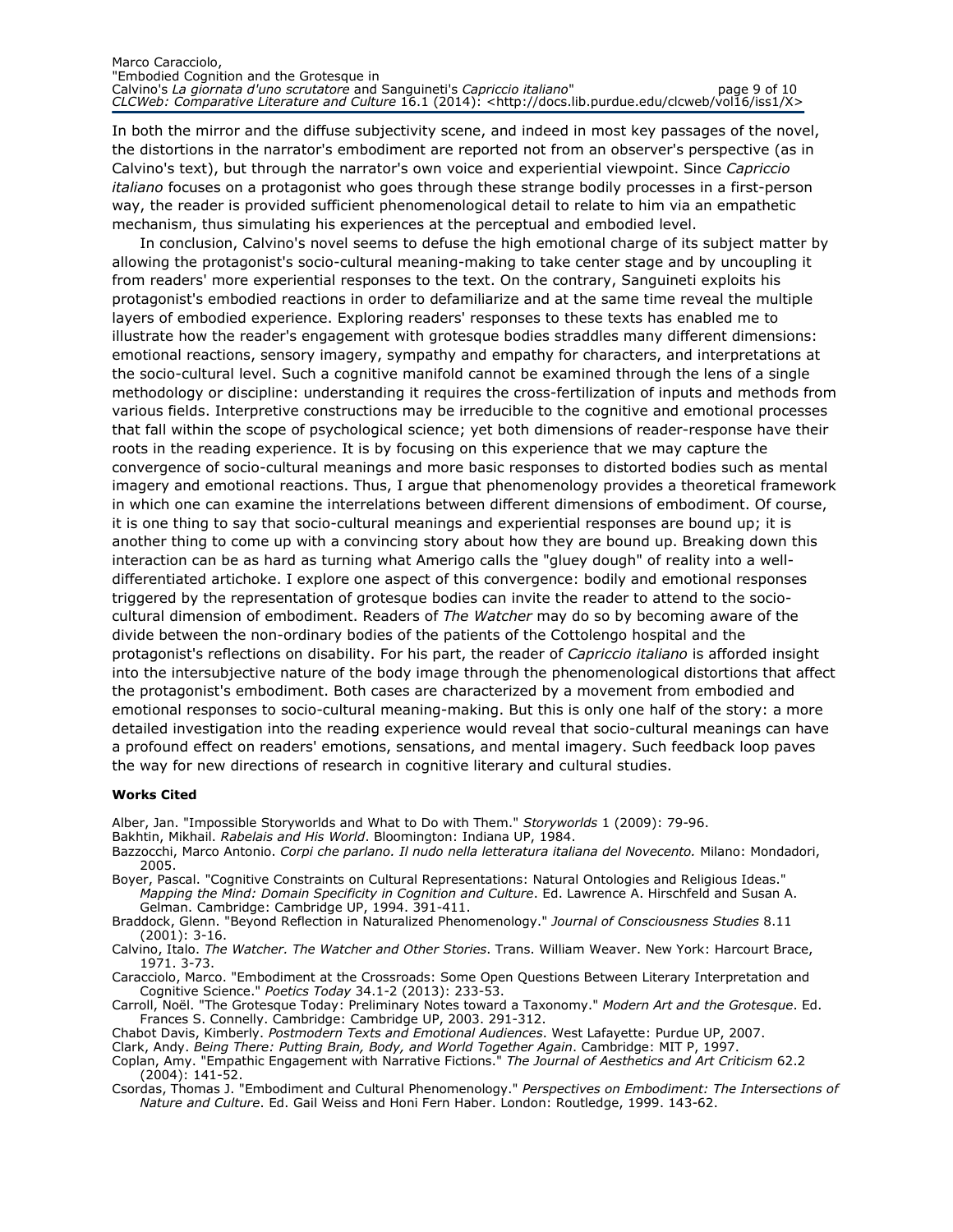In both the mirror and the diffuse subjectivity scene, and indeed in most key passages of the novel, the distortions in the narrator's embodiment are reported not from an observer's perspective (as in Calvino's text), but through the narrator's own voice and experiential viewpoint. Since *Capriccio italiano* focuses on a protagonist who goes through these strange bodily processes in a first-person way, the reader is provided sufficient phenomenological detail to relate to him via an empathetic mechanism, thus simulating his experiences at the perceptual and embodied level.

In conclusion, Calvino's novel seems to defuse the high emotional charge of its subject matter by allowing the protagonist's socio-cultural meaning-making to take center stage and by uncoupling it from readers' more experiential responses to the text. On the contrary, Sanguineti exploits his protagonist's embodied reactions in order to defamiliarize and at the same time reveal the multiple layers of embodied experience. Exploring readers' responses to these texts has enabled me to illustrate how the reader's engagement with grotesque bodies straddles many different dimensions: emotional reactions, sensory imagery, sympathy and empathy for characters, and interpretations at the socio-cultural level. Such a cognitive manifold cannot be examined through the lens of a single methodology or discipline: understanding it requires the cross-fertilization of inputs and methods from various fields. Interpretive constructions may be irreducible to the cognitive and emotional processes that fall within the scope of psychological science; yet both dimensions of reader-response have their roots in the reading experience. It is by focusing on this experience that we may capture the convergence of socio-cultural meanings and more basic responses to distorted bodies such as mental imagery and emotional reactions. Thus, I argue that phenomenology provides a theoretical framework in which one can examine the interrelations between different dimensions of embodiment. Of course, it is one thing to say that socio-cultural meanings and experiential responses are bound up; it is another thing to come up with a convincing story about how they are bound up. Breaking down this interaction can be as hard as turning what Amerigo calls the "gluey dough" of reality into a well-differentiated artichoke. I explore one aspect of this convergence: bodily and emotional responses triggered by the representation of grotesque bodies can invite the reader to attend to the socio-cultural dimension of embodiment. Readers of *The Watcher* may do so by becoming aware of the divide between the non-ordinary bodies of the patients of the Cottolengo hospital and the protagonist's reflections on disability. For his part, the reader of *Capriccio italiano* is afforded insight into the intersubjective nature of the body image through the phenomenological distortions that affect the protagonist's embodiment. Both cases are characterized by a movement from embodied and emotional responses to socio-cultural meaning-making. But this is only one half of the story: a more detailed investigation into the reading experience would reveal that socio-cultural meanings can have a profound effect on readers' emotions, sensations, and mental imagery. Such feedback loop paves the way for new directions of research in cognitive literary and cultural studies.

**Works Cited**

Alber, Jan. "Impossible Storyworlds and What to Do with Them." *Storyworlds* 1 (2009): 79-96.

Bakhtin, Mikhail. *Rabelais and His World*. Bloomington: Indiana UP, 1984.

Bazzocchi, Marco Antonio. *Corpi che parlano. Il nudo nella letteratura italiana del Novecento.* Milano: Mondadori, 2005.

Boyer, Pascal. "Cognitive Constraints on Cultural Representations: Natural Ontologies and Religious Ideas." *Mapping the Mind: Domain Specificity in Cognition and Culture*. Ed. Lawrence A. Hirschfeld and Susan A. Gelman. Cambridge: Cambridge UP, 1994. 391-411.

Braddock, Glenn. "Beyond Reflection in Naturalized Phenomenology." *Journal of Consciousness Studies* 8.11 (2001): 3-16.

Calvino, Italo. *The Watcher. The Watcher and Other Stories*. Trans. William Weaver. New York: Harcourt Brace, 1971. 3-73.

Caracciolo, Marco. "Embodiment at the Crossroads: Some Open Questions Between Literary Interpretation and Cognitive Science." *Poetics Today* 34.1-2 (2013): 233-53.

Carroll, Noël. "The Grotesque Today: Preliminary Notes toward a Taxonomy." *Modern Art and the Grotesque*. Ed. Frances S. Connelly. Cambridge: Cambridge UP, 2003. 291-312.

Chabot Davis, Kimberly. *Postmodern Texts and Emotional Audiences*. West Lafayette: Purdue UP, 2007.

Clark, Andy. *Being There: Putting Brain, Body, and World Together Again*. Cambridge: MIT P, 1997.

Coplan, Amy. "Empathic Engagement with Narrative Fictions." *The Journal of Aesthetics and Art Criticism* 62.2 (2004): 141-52.

Csordas, Thomas J. "Embodiment and Cultural Phenomenology." *Perspectives on Embodiment: The Intersections of Nature and Culture*. Ed. Gail Weiss and Honi Fern Haber. London: Routledge, 1999. 143-62.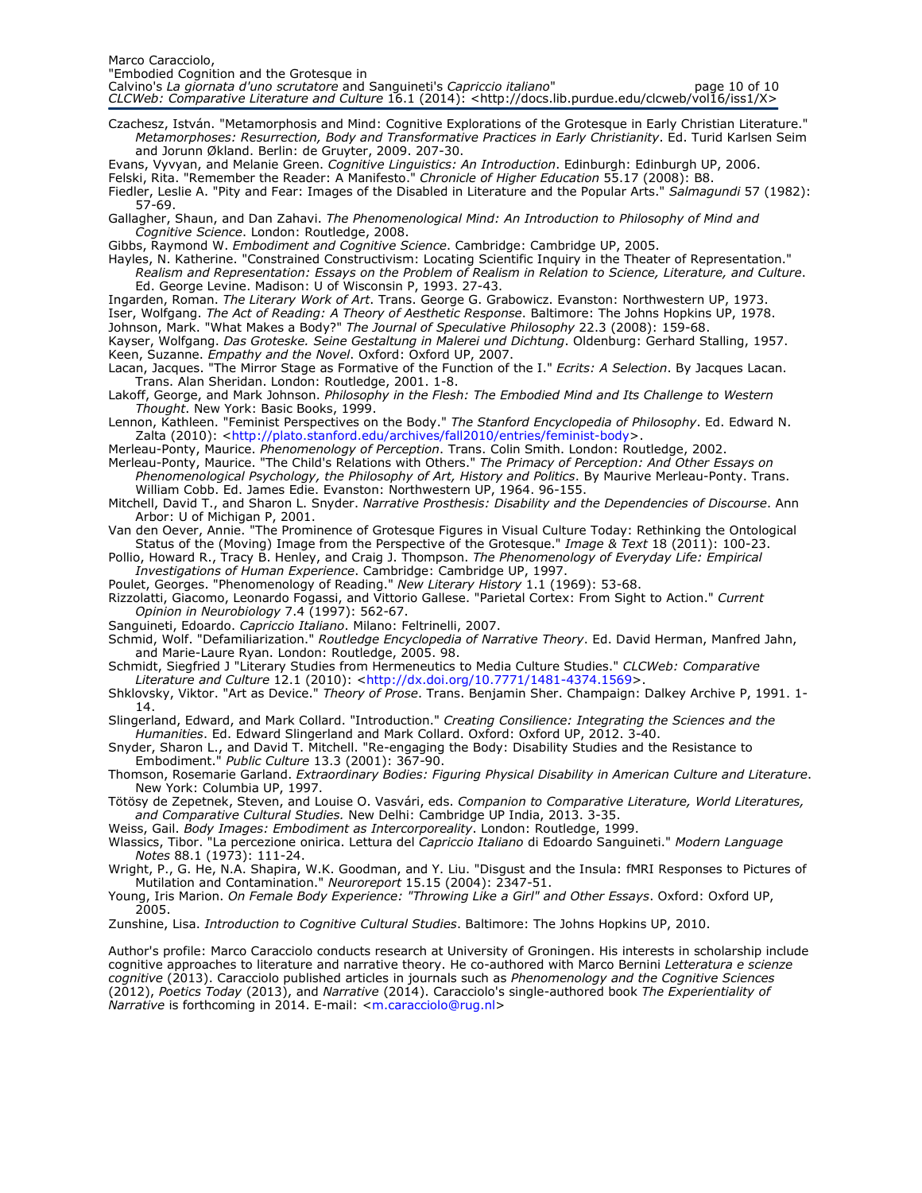Czachesz, István. "Metamorphosis and Mind: Cognitive Explorations of the Grotesque in Early Christian Literature." *Metamorphoses: Resurrection, Body and Transformative Practices in Early Christianity*. Ed. Turid Karlsen Seim and Jorunn Økland. Berlin: de Gruyter, 2009. 207-30.

Evans, Vyvyan, and Melanie Green. *Cognitive Linguistics: An Introduction*. Edinburgh: Edinburgh UP, 2006.

Felski, Rita. "Remember the Reader: A Manifesto." *Chronicle of Higher Education* 55.17 (2008): B8.

Fiedler, Leslie A. "Pity and Fear: Images of the Disabled in Literature and the Popular Arts." *Salmagundi* 57 (1982): 57-69.

Gallagher, Shaun, and Dan Zahavi. *The Phenomenological Mind: An Introduction to Philosophy of Mind and Cognitive Science*. London: Routledge, 2008.

Gibbs, Raymond W. *Embodiment and Cognitive Science*. Cambridge: Cambridge UP, 2005.

Hayles, N. Katherine. "Constrained Constructivism: Locating Scientific Inquiry in the Theater of Representation." *Realism and Representation: Essays on the Problem of Realism in Relation to Science, Literature, and Culture*. Ed. George Levine. Madison: U of Wisconsin P, 1993. 27-43.

Ingarden, Roman. *The Literary Work of Art*. Trans. George G. Grabowicz. Evanston: Northwestern UP, 1973.

Iser, Wolfgang. *The Act of Reading: A Theory of Aesthetic Response*. Baltimore: The Johns Hopkins UP, 1978.

Johnson, Mark. "What Makes a Body?" *The Journal of Speculative Philosophy* 22.3 (2008): 159-68.

Kayser, Wolfgang. *Das Groteske. Seine Gestaltung in Malerei und Dichtung*. Oldenburg: Gerhard Stalling, 1957.

Keen, Suzanne. *Empathy and the Novel*. Oxford: Oxford UP, 2007.

Lacan, Jacques. "The Mirror Stage as Formative of the Function of the I." *Ecrits: A Selection*. By Jacques Lacan. Trans. Alan Sheridan. London: Routledge, 2001. 1-8.

Lakoff, George, and Mark Johnson. *Philosophy in the Flesh: The Embodied Mind and Its Challenge to Western Thought*. New York: Basic Books, 1999.

Lennon, Kathleen. "Feminist Perspectives on the Body." *The Stanford Encyclopedia of Philosophy*. Ed. Edward N. Zalta (2010): <http://plato.stanford.edu/archives/fall2010/entries/feminist-body>.

Merleau-Ponty, Maurice. *Phenomenology of Perception*. Trans. Colin Smith. London: Routledge, 2002.

Merleau-Ponty, Maurice. "The Child's Relations with Others." *The Primacy of Perception: And Other Essays on Phenomenological Psychology, the Philosophy of Art, History and Politics*. By Maurive Merleau-Ponty. Trans. William Cobb. Ed. James Edie. Evanston: Northwestern UP, 1964. 96-155.

Mitchell, David T., and Sharon L. Snyder. *Narrative Prosthesis: Disability and the Dependencies of Discourse*. Ann Arbor: U of Michigan P, 2001.

Van den Oever, Annie. "The Prominence of Grotesque Figures in Visual Culture Today: Rethinking the Ontological Status of the (Moving) Image from the Perspective of the Grotesque." *Image & Text* 18 (2011): 100-23.

Pollio, Howard R., Tracy B. Henley, and Craig J. Thompson. *The Phenomenology of Everyday Life: Empirical Investigations of Human Experience*. Cambridge: Cambridge UP, 1997.

Poulet, Georges. "Phenomenology of Reading." *New Literary History* 1.1 (1969): 53-68.

Rizzolatti, Giacomo, Leonardo Fogassi, and Vittorio Gallese. "Parietal Cortex: From Sight to Action." *Current Opinion in Neurobiology* 7.4 (1997): 562-67.

Sanguineti, Edoardo. *Capriccio Italiano*. Milano: Feltrinelli, 2007.

Schmid, Wolf. "Defamiliarization." *Routledge Encyclopedia of Narrative Theory*. Ed. David Herman, Manfred Jahn, and Marie-Laure Ryan. London: Routledge, 2005. 98.

Schmidt, Siegfried J "Literary Studies from Hermeneutics to Media Culture Studies." *CLCWeb: Comparative Literature and Culture* 12.1 (2010): <http://dx.doi.org/10.7771/1481-4374.1569>.

Shklovsky, Viktor. "Art as Device." *Theory of Prose*. Trans. Benjamin Sher. Champaign: Dalkey Archive P, 1991. 1-14.

Slingerland, Edward, and Mark Collard. "Introduction." *Creating Consilience: Integrating the Sciences and the Humanities*. Ed. Edward Slingerland and Mark Collard. Oxford: Oxford UP, 2012. 3-40.

Snyder, Sharon L., and David T. Mitchell. "Re-engaging the Body: Disability Studies and the Resistance to Embodiment." *Public Culture* 13.3 (2001): 367-90.

Thomson, Rosemarie Garland. *Extraordinary Bodies: Figuring Physical Disability in American Culture and Literature*. New York: Columbia UP, 1997.

Tötösy de Zepetnek, Steven, and Louise O. Vasvári, eds. *Companion to Comparative Literature, World Literatures, and Comparative Cultural Studies.* New Delhi: Cambridge UP India, 2013. 3-35.

Weiss, Gail. *Body Images: Embodiment as Intercorporeality*. London: Routledge, 1999.

Wlassics, Tibor. "La percezione onirica. Lettura del *Capriccio Italiano* di Edoardo Sanguineti." *Modern Language Notes* 88.1 (1973): 111-24.

Wright, P., G. He, N.A. Shapira, W.K. Goodman, and Y. Liu. "Disgust and the Insula: fMRI Responses to Pictures of Mutilation and Contamination." *Neuroreport* 15.15 (2004): 2347-51.

Young, Iris Marion. *On Female Body Experience: "Throwing Like a Girl" and Other Essays*. Oxford: Oxford UP, 2005.

Zunshine, Lisa. *Introduction to Cognitive Cultural Studies*. Baltimore: The Johns Hopkins UP, 2010.

Author's profile: Marco Caracciolo conducts research at University of Groningen. His interests in scholarship include cognitive approaches to literature and narrative theory. He co-authored with Marco Bernini *Letteratura e scienze cognitive* (2013). Caracciolo published articles in journals such as *Phenomenology and the Cognitive Sciences* (2012), *Poetics Today* (2013), and *Narrative* (2014). Caracciolo's single-authored book *The Experientiality of Narrative* is forthcoming in 2014. E-mail: <m.caracciolo@rug.nl>